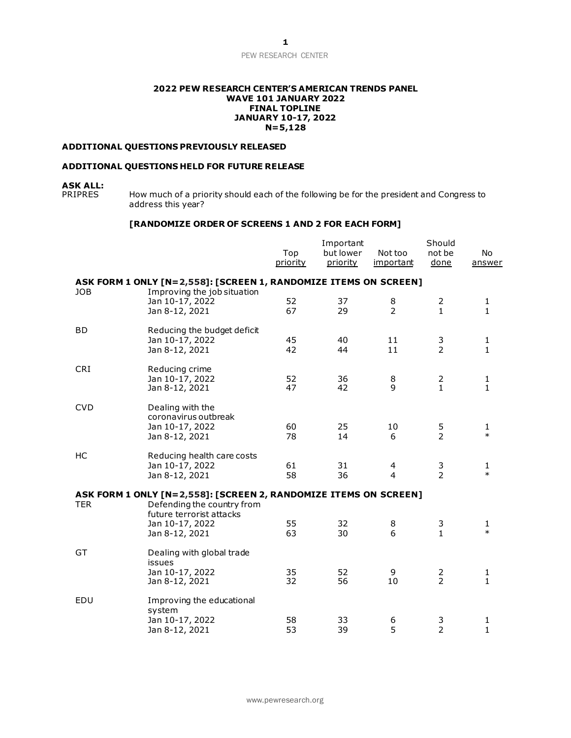**2022 PEW RESEARCH CENTER'S AMERICAN TRENDS PANEL**
**WAVE 101 JANUARY 2022**
**FINAL TOPLINE**
**JANUARY 10-17, 2022**
**N=5,128**

**ADDITIONAL QUESTIONS PREVIOUSLY RELEASED**

**ADDITIONAL QUESTIONS HELD FOR FUTURE RELEASE**

**ASK ALL:**
PRIPRES How much of a priority should each of the following be for the president and Congress to address this year?

**[RANDOMIZE ORDER OF SCREENS 1 AND 2 FOR EACH FORM]**

| | | Top priority | Important but lower priority | Not too important | Should not be done | No answer |
|---|---|---|---|---|---|---|
| **ASK FORM 1 ONLY [N=2,558]: [SCREEN 1, RANDOMIZE ITEMS ON SCREEN]** | | | | | | |
| JOB | Improving the job situation | | | | | |
| | Jan 10-17, 2022 | 52 | 37 | 8 | 2 | 1 |
| | Jan 8-12, 2021 | 67 | 29 | 2 | 1 | 1 |
| BD | Reducing the budget deficit | | | | | |
| | Jan 10-17, 2022 | 45 | 40 | 11 | 3 | 1 |
| | Jan 8-12, 2021 | 42 | 44 | 11 | 2 | 1 |
| CRI | Reducing crime | | | | | |
| | Jan 10-17, 2022 | 52 | 36 | 8 | 2 | 1 |
| | Jan 8-12, 2021 | 47 | 42 | 9 | 1 | 1 |
| CVD | Dealing with the coronavirus outbreak | | | | | |
| | Jan 10-17, 2022 | 60 | 25 | 10 | 5 | 1 |
| | Jan 8-12, 2021 | 78 | 14 | 6 | 2 | * |
| HC | Reducing health care costs | | | | | |
| | Jan 10-17, 2022 | 61 | 31 | 4 | 3 | 1 |
| | Jan 8-12, 2021 | 58 | 36 | 4 | 2 | * |
| **ASK FORM 1 ONLY [N=2,558]: [SCREEN 2, RANDOMIZE ITEMS ON SCREEN]** | | | | | | |
| TER | Defending the country from future terrorist attacks | | | | | |
| | Jan 10-17, 2022 | 55 | 32 | 8 | 3 | 1 |
| | Jan 8-12, 2021 | 63 | 30 | 6 | 1 | * |
| GT | Dealing with global trade issues | | | | | |
| | Jan 10-17, 2022 | 35 | 52 | 9 | 2 | 1 |
| | Jan 8-12, 2021 | 32 | 56 | 10 | 2 | 1 |
| EDU | Improving the educational system | | | | | |
| | Jan 10-17, 2022 | 58 | 33 | 6 | 3 | 1 |
| | Jan 8-12, 2021 | 53 | 39 | 5 | 2 | 1 |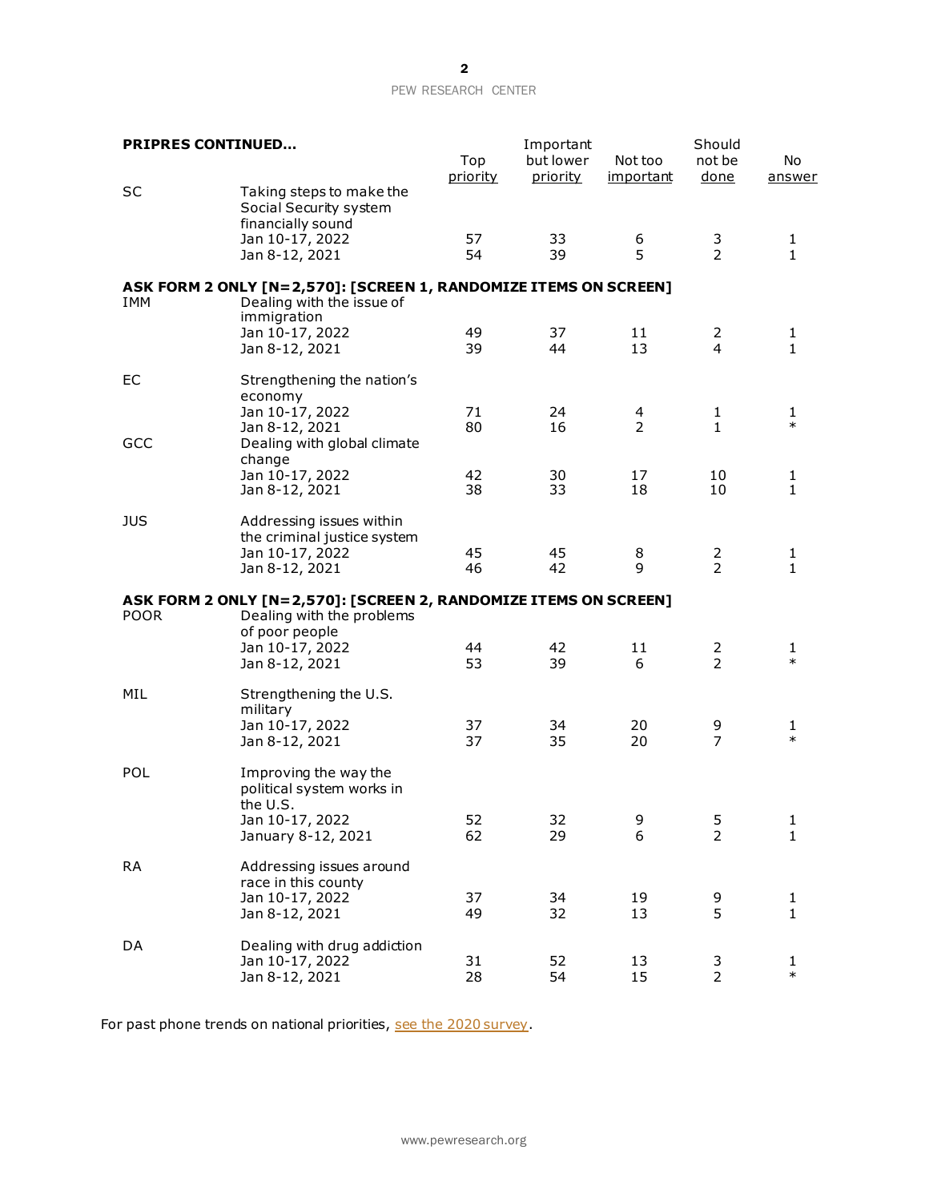**PRIPRES CONTINUED...**

| | | Top priority | Important but lower priority | Not too important | Should not be done | No answer |
|---|---|---|---|---|---|---|
| SC | Taking steps to make the Social Security system financially sound | | | | | |
| | Jan 10-17, 2022 | 57 | 33 | 6 | 3 | 1 |
| | Jan 8-12, 2021 | 54 | 39 | 5 | 2 | 1 |
| **ASK FORM 2 ONLY [N=2,570]: [SCREEN 1, RANDOMIZE ITEMS ON SCREEN]** | | | | | | |
| IMM | Dealing with the issue of immigration | | | | | |
| | Jan 10-17, 2022 | 49 | 37 | 11 | 2 | 1 |
| | Jan 8-12, 2021 | 39 | 44 | 13 | 4 | 1 |
| EC | Strengthening the nation's economy | | | | | |
| | Jan 10-17, 2022 | 71 | 24 | 4 | 1 | 1 |
| | Jan 8-12, 2021 | 80 | 16 | 2 | 1 | * |
| GCC | Dealing with global climate change | | | | | |
| | Jan 10-17, 2022 | 42 | 30 | 17 | 10 | 1 |
| | Jan 8-12, 2021 | 38 | 33 | 18 | 10 | 1 |
| JUS | Addressing issues within the criminal justice system | | | | | |
| | Jan 10-17, 2022 | 45 | 45 | 8 | 2 | 1 |
| | Jan 8-12, 2021 | 46 | 42 | 9 | 2 | 1 |
| **ASK FORM 2 ONLY [N=2,570]: [SCREEN 2, RANDOMIZE ITEMS ON SCREEN]** | | | | | | |
| POOR | Dealing with the problems of poor people | | | | | |
| | Jan 10-17, 2022 | 44 | 42 | 11 | 2 | 1 |
| | Jan 8-12, 2021 | 53 | 39 | 6 | 2 | * |
| MIL | Strengthening the U.S. military | | | | | |
| | Jan 10-17, 2022 | 37 | 34 | 20 | 9 | 1 |
| | Jan 8-12, 2021 | 37 | 35 | 20 | 7 | * |
| POL | Improving the way the political system works in the U.S. | | | | | |
| | Jan 10-17, 2022 | 52 | 32 | 9 | 5 | 1 |
| | January 8-12, 2021 | 62 | 29 | 6 | 2 | 1 |
| RA | Addressing issues around race in this county | | | | | |
| | Jan 10-17, 2022 | 37 | 34 | 19 | 9 | 1 |
| | Jan 8-12, 2021 | 49 | 32 | 13 | 5 | 1 |
| DA | Dealing with drug addiction | | | | | |
| | Jan 10-17, 2022 | 31 | 52 | 13 | 3 | 1 |
| | Jan 8-12, 2021 | 28 | 54 | 15 | 2 | * |

For past phone trends on national priorities, see the 2020 survey.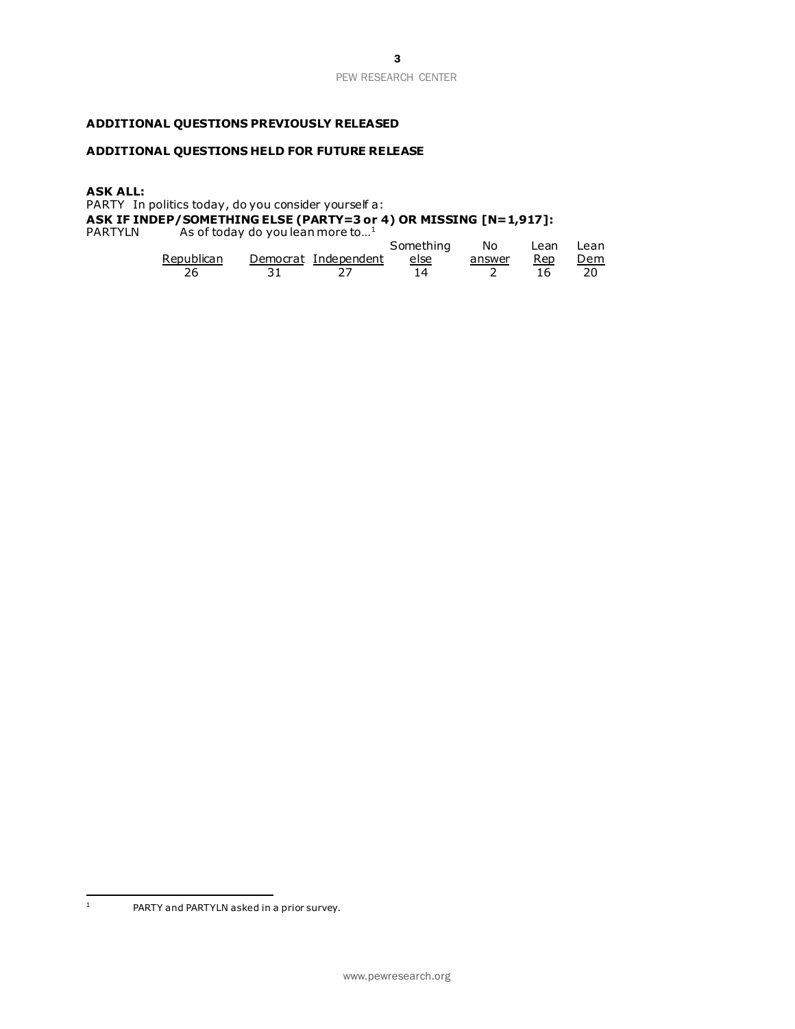**ADDITIONAL QUESTIONS PREVIOUSLY RELEASED**

**ADDITIONAL QUESTIONS HELD FOR FUTURE RELEASE**

**ASK ALL:**

PARTY In politics today, do you consider yourself a:

**ASK IF INDEP/SOMETHING ELSE (PARTY=3 or 4) OR MISSING [N=1,917]:**

PARTYLN As of today do you lean more to…[1]

| Republican | Democrat | Independent | Something else | No answer | Lean Rep | Lean Dem |
|---|---|---|---|---|---|---|
| 26 | 31 | 27 | 14 | 2 | 16 | 20 |

[1] PARTY and PARTYLN asked in a prior survey.